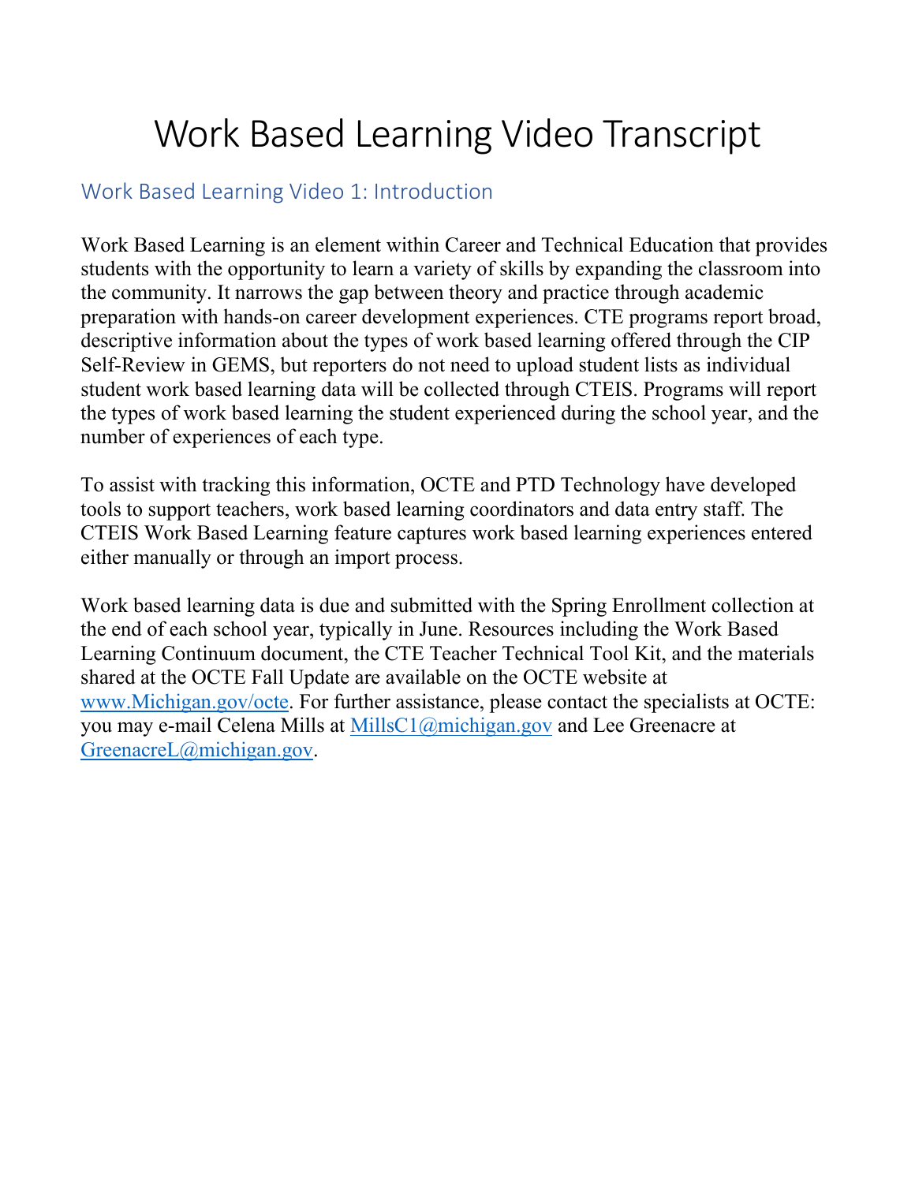# Work Based Learning Video Transcript

## Work Based Learning Video 1: Introduction

Work Based Learning is an element within Career and Technical Education that provides students with the opportunity to learn a variety of skills by expanding the classroom into the community. It narrows the gap between theory and practice through academic preparation with hands-on career development experiences. CTE programs report broad, descriptive information about the types of work based learning offered through the CIP Self-Review in GEMS, but reporters do not need to upload student lists as individual student work based learning data will be collected through CTEIS. Programs will report the types of work based learning the student experienced during the school year, and the number of experiences of each type.

To assist with tracking this information, OCTE and PTD Technology have developed tools to support teachers, work based learning coordinators and data entry staff. The CTEIS Work Based Learning feature captures work based learning experiences entered either manually or through an import process.

Work based learning data is due and submitted with the Spring Enrollment collection at the end of each school year, typically in June. Resources including the Work Based Learning Continuum document, the CTE Teacher Technical Tool Kit, and the materials shared at the OCTE Fall Update are available on the OCTE website at [www.Michigan.gov/octe](http://www.Michigan.gov/octe). For further assistance, please contact the specialists at OCTE: you may e-mail Celena Mills at [MillsC1@michigan.gov](mailto:MillsC1@michigan.gov) and Lee Greenacre at [GreenacreL@michigan.gov](mailto:GreenacreL@michigan.gov).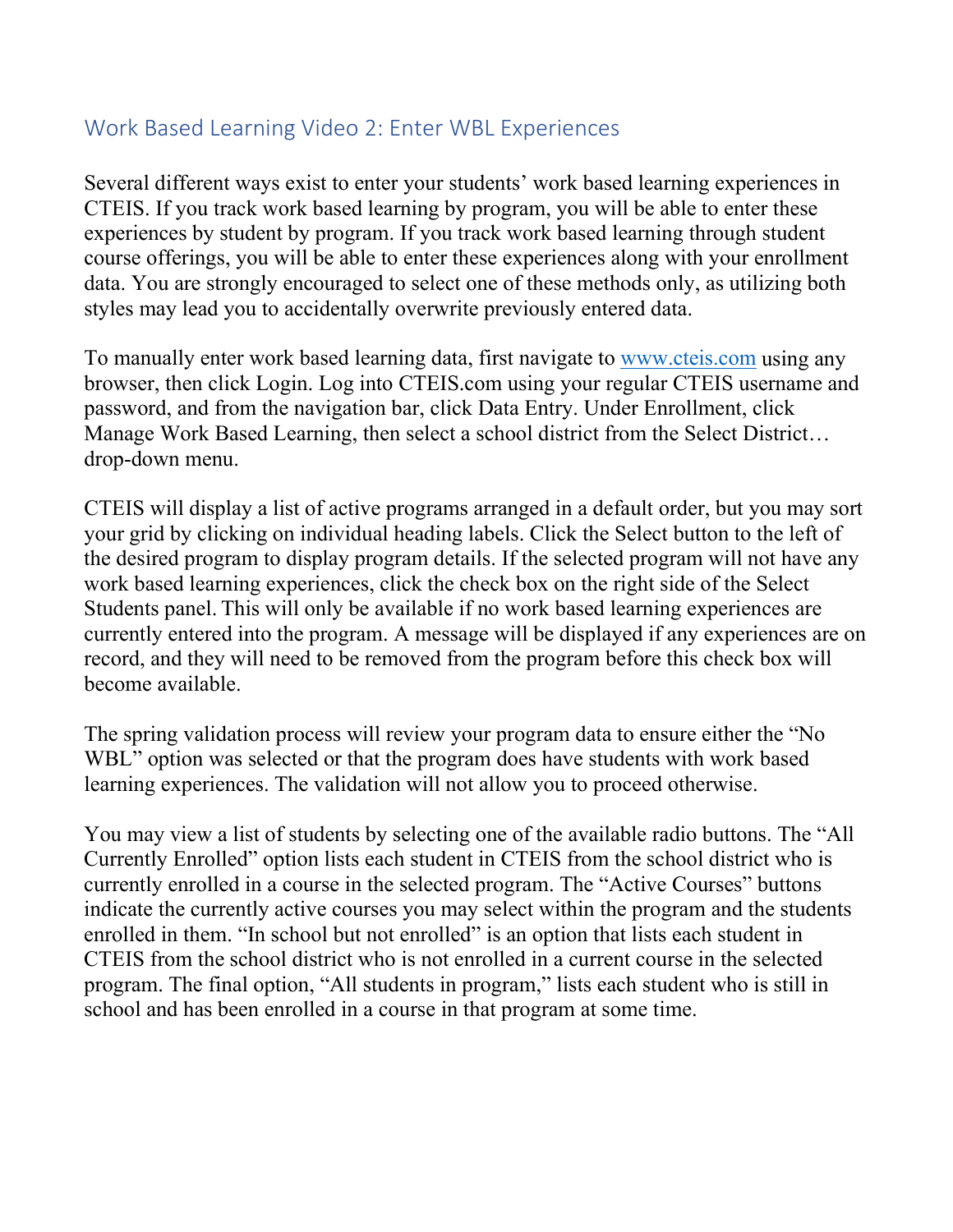## Work Based Learning Video 2: Enter WBL Experiences

Several different ways exist to enter your students' work based learning experiences in CTEIS. If you track work based learning by program, you will be able to enter these experiences by student by program. If you track work based learning through student course offerings, you will be able to enter these experiences along with your enrollment data. You are strongly encouraged to select one of these methods only, as utilizing both styles may lead you to accidentally overwrite previously entered data.

To manually enter work based learning data, first navigate to [www.cteis.com](http://www.cteis.com) using any browser, then click Login. Log into CTEIS.com using your regular CTEIS username and password, and from the navigation bar, click Data Entry. Under Enrollment, click Manage Work Based Learning, then select a school district from the Select District… drop-down menu.

CTEIS will display a list of active programs arranged in a default order, but you may sort your grid by clicking on individual heading labels. Click the Select button to the left of the desired program to display program details. If the selected program will not have any work based learning experiences, click the check box on the right side of the Select Students panel. This will only be available if no work based learning experiences are currently entered into the program. A message will be displayed if any experiences are on record, and they will need to be removed from the program before this check box will become available.

The spring validation process will review your program data to ensure either the "No WBL" option was selected or that the program does have students with work based learning experiences. The validation will not allow you to proceed otherwise.

You may view a list of students by selecting one of the available radio buttons. The "All Currently Enrolled" option lists each student in CTEIS from the school district who is currently enrolled in a course in the selected program. The "Active Courses" buttons indicate the currently active courses you may select within the program and the students enrolled in them. "In school but not enrolled" is an option that lists each student in CTEIS from the school district who is not enrolled in a current course in the selected program. The final option, "All students in program," lists each student who is still in school and has been enrolled in a course in that program at some time.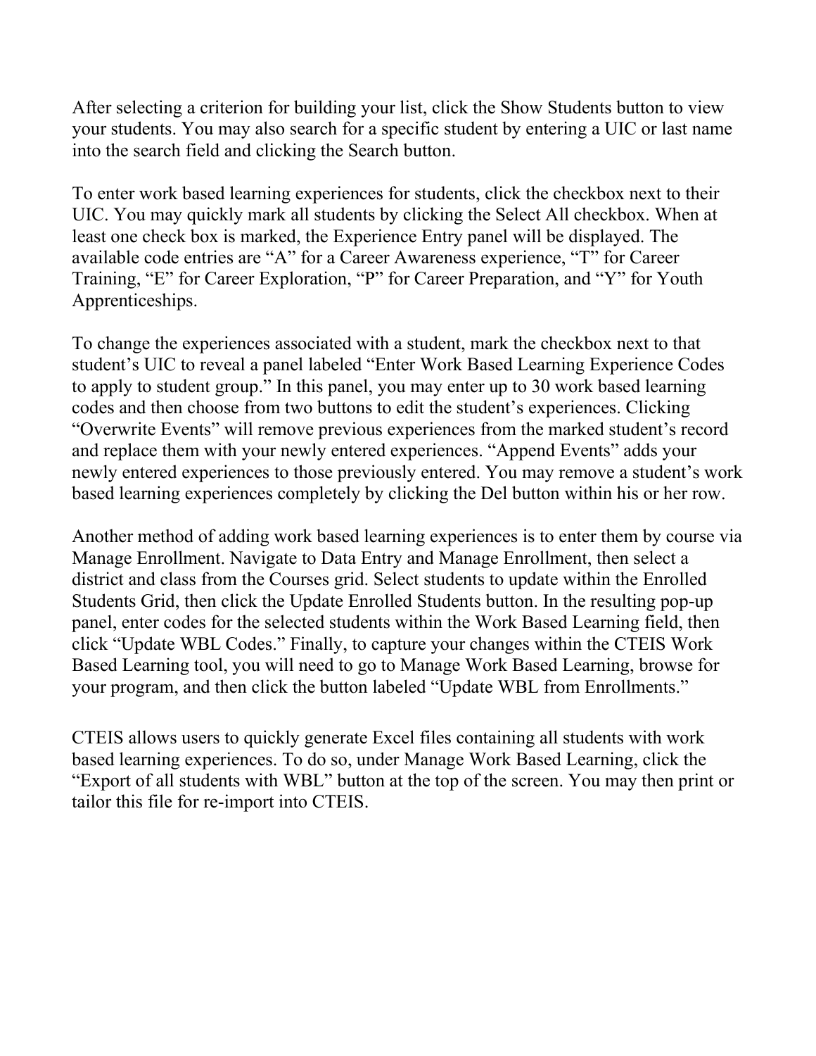After selecting a criterion for building your list, click the Show Students button to view your students. You may also search for a specific student by entering a UIC or last name into the search field and clicking the Search button.

To enter work based learning experiences for students, click the checkbox next to their UIC. You may quickly mark all students by clicking the Select All checkbox. When at least one check box is marked, the Experience Entry panel will be displayed. The available code entries are "A" for a Career Awareness experience, "T" for Career Training, "E" for Career Exploration, "P" for Career Preparation, and "Y" for Youth Apprenticeships.

To change the experiences associated with a student, mark the checkbox next to that student's UIC to reveal a panel labeled "Enter Work Based Learning Experience Codes to apply to student group." In this panel, you may enter up to 30 work based learning codes and then choose from two buttons to edit the student's experiences. Clicking "Overwrite Events" will remove previous experiences from the marked student's record and replace them with your newly entered experiences. "Append Events" adds your newly entered experiences to those previously entered. You may remove a student's work based learning experiences completely by clicking the Del button within his or her row.

Another method of adding work based learning experiences is to enter them by course via Manage Enrollment. Navigate to Data Entry and Manage Enrollment, then select a district and class from the Courses grid. Select students to update within the Enrolled Students Grid, then click the Update Enrolled Students button. In the resulting pop-up panel, enter codes for the selected students within the Work Based Learning field, then click "Update WBL Codes." Finally, to capture your changes within the CTEIS Work Based Learning tool, you will need to go to Manage Work Based Learning, browse for your program, and then click the button labeled "Update WBL from Enrollments."

CTEIS allows users to quickly generate Excel files containing all students with work based learning experiences. To do so, under Manage Work Based Learning, click the "Export of all students with WBL" button at the top of the screen. You may then print or tailor this file for re-import into CTEIS.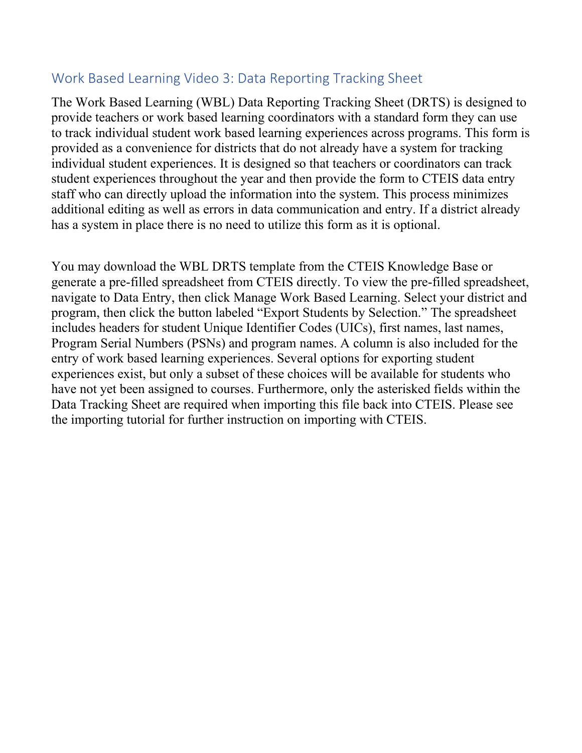## Work Based Learning Video 3: Data Reporting Tracking Sheet

The Work Based Learning (WBL) Data Reporting Tracking Sheet (DRTS) is designed to provide teachers or work based learning coordinators with a standard form they can use to track individual student work based learning experiences across programs. This form is provided as a convenience for districts that do not already have a system for tracking individual student experiences. It is designed so that teachers or coordinators can track student experiences throughout the year and then provide the form to CTEIS data entry staff who can directly upload the information into the system. This process minimizes additional editing as well as errors in data communication and entry. If a district already has a system in place there is no need to utilize this form as it is optional.

You may download the WBL DRTS template from the CTEIS Knowledge Base or generate a pre-filled spreadsheet from CTEIS directly. To view the pre-filled spreadsheet, navigate to Data Entry, then click Manage Work Based Learning. Select your district and program, then click the button labeled "Export Students by Selection." The spreadsheet includes headers for student Unique Identifier Codes (UICs), first names, last names, Program Serial Numbers (PSNs) and program names. A column is also included for the entry of work based learning experiences. Several options for exporting student experiences exist, but only a subset of these choices will be available for students who have not yet been assigned to courses. Furthermore, only the asterisked fields within the Data Tracking Sheet are required when importing this file back into CTEIS. Please see the importing tutorial for further instruction on importing with CTEIS.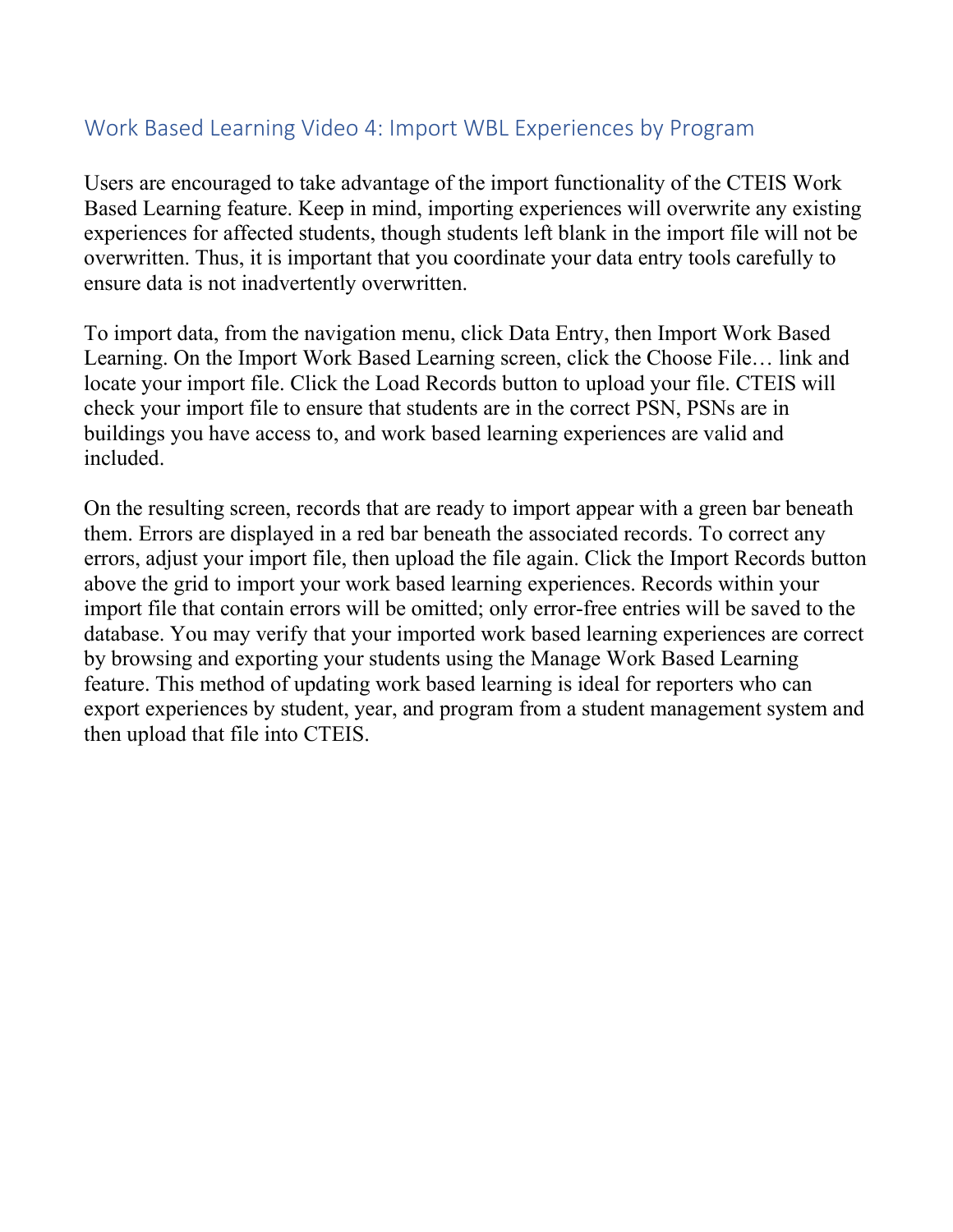## Work Based Learning Video 4: Import WBL Experiences by Program

Users are encouraged to take advantage of the import functionality of the CTEIS Work Based Learning feature. Keep in mind, importing experiences will overwrite any existing experiences for affected students, though students left blank in the import file will not be overwritten. Thus, it is important that you coordinate your data entry tools carefully to ensure data is not inadvertently overwritten.

To import data, from the navigation menu, click Data Entry, then Import Work Based Learning. On the Import Work Based Learning screen, click the Choose File… link and locate your import file. Click the Load Records button to upload your file. CTEIS will check your import file to ensure that students are in the correct PSN, PSNs are in buildings you have access to, and work based learning experiences are valid and included.

On the resulting screen, records that are ready to import appear with a green bar beneath them. Errors are displayed in a red bar beneath the associated records. To correct any errors, adjust your import file, then upload the file again. Click the Import Records button above the grid to import your work based learning experiences. Records within your import file that contain errors will be omitted; only error-free entries will be saved to the database. You may verify that your imported work based learning experiences are correct by browsing and exporting your students using the Manage Work Based Learning feature. This method of updating work based learning is ideal for reporters who can export experiences by student, year, and program from a student management system and then upload that file into CTEIS.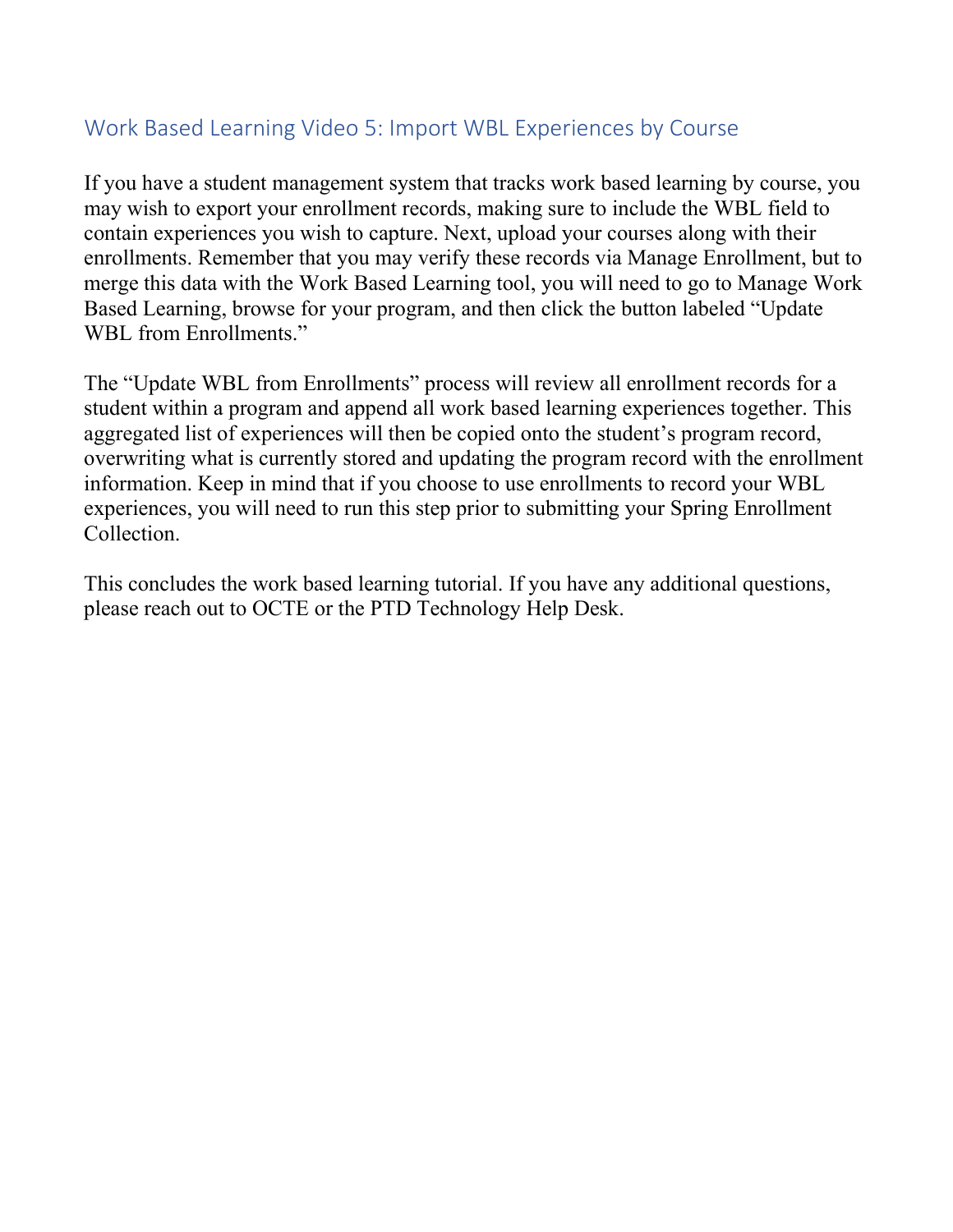## Work Based Learning Video 5: Import WBL Experiences by Course

If you have a student management system that tracks work based learning by course, you may wish to export your enrollment records, making sure to include the WBL field to contain experiences you wish to capture. Next, upload your courses along with their enrollments. Remember that you may verify these records via Manage Enrollment, but to merge this data with the Work Based Learning tool, you will need to go to Manage Work Based Learning, browse for your program, and then click the button labeled "Update WBL from Enrollments."

The "Update WBL from Enrollments" process will review all enrollment records for a student within a program and append all work based learning experiences together. This aggregated list of experiences will then be copied onto the student's program record, overwriting what is currently stored and updating the program record with the enrollment information. Keep in mind that if you choose to use enrollments to record your WBL experiences, you will need to run this step prior to submitting your Spring Enrollment Collection.

This concludes the work based learning tutorial. If you have any additional questions, please reach out to OCTE or the PTD Technology Help Desk.